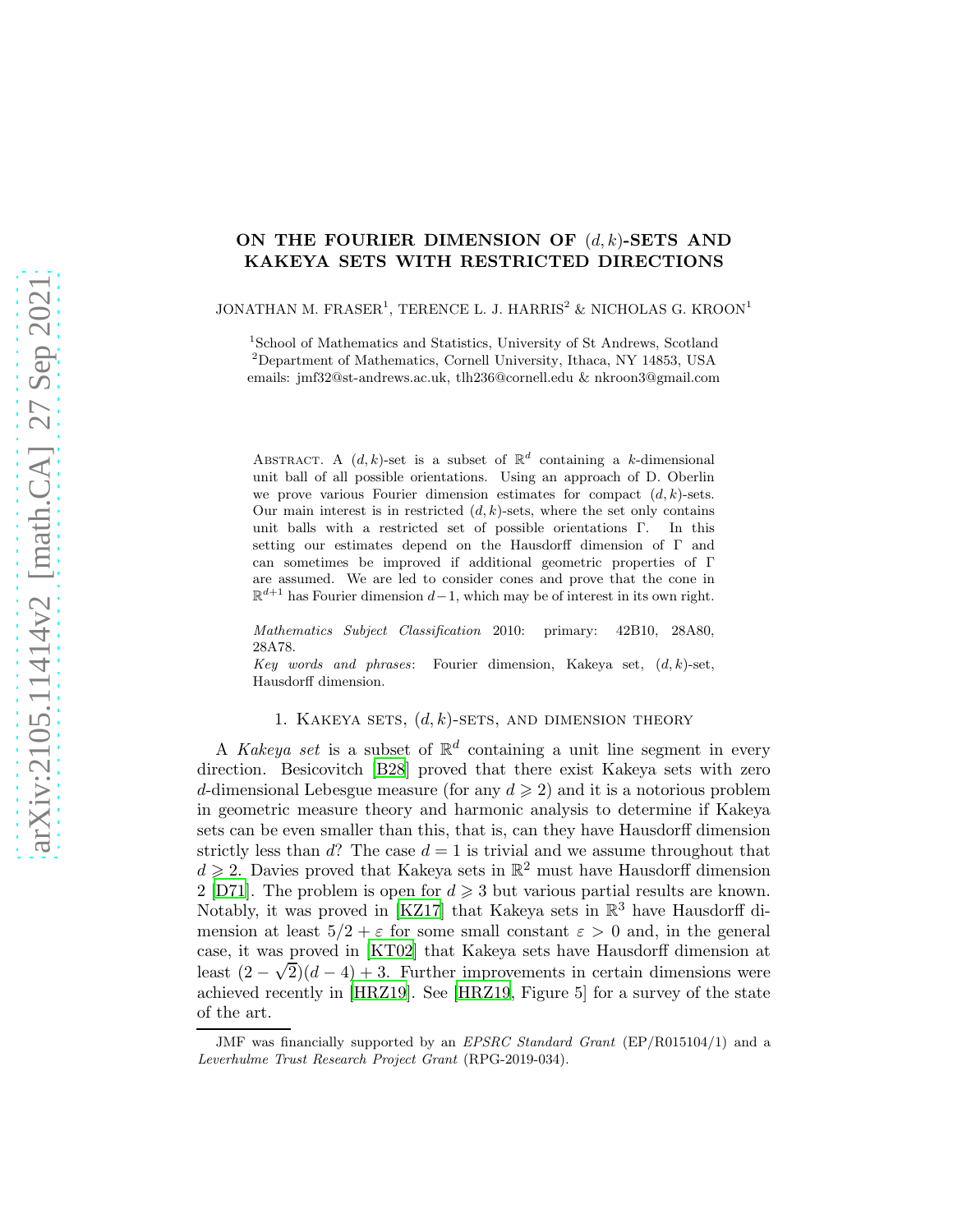# ON THE FOURIER DIMENSION OF $(d, k)$-SETS AND KAKEYA SETS WITH RESTRICTED DIRECTIONS

JONATHAN M. FRASER[1], TERENCE L. J. HARRIS[2] & NICHOLAS G. KROON[1]

[1]School of Mathematics and Statistics, University of St Andrews, Scotland
[2]Department of Mathematics, Cornell University, Ithaca, NY 14853, USA
emails: jmf32@st-andrews.ac.uk, tlh236@cornell.edu & nkroon3@gmail.com

Abstract. A $(d, k)$-set is a subset of $\mathbb{R}^d$ containing a $k$-dimensional unit ball of all possible orientations. Using an approach of D. Oberlin we prove various Fourier dimension estimates for compact $(d, k)$-sets. Our main interest is in restricted $(d, k)$-sets, where the set only contains unit balls with a restricted set of possible orientations $\Gamma$. In this setting our estimates depend on the Hausdorff dimension of $\Gamma$ and can sometimes be improved if additional geometric properties of $\Gamma$ are assumed. We are led to consider cones and prove that the cone in $\mathbb{R}^{d+1}$ has Fourier dimension $d-1$, which may be of interest in its own right.

*Mathematics Subject Classification* 2010: primary: 42B10, 28A80, 28A78.

*Key words and phrases*: Fourier dimension, Kakeya set, $(d, k)$-set, Hausdorff dimension.

## 1. Kakeya sets, $(d, k)$-sets, and dimension theory

A *Kakeya set* is a subset of $\mathbb{R}^d$ containing a unit line segment in every direction. Besicovitch [B28] proved that there exist Kakeya sets with zero $d$-dimensional Lebesgue measure (for any $d \geqslant 2$) and it is a notorious problem in geometric measure theory and harmonic analysis to determine if Kakeya sets can be even smaller than this, that is, can they have Hausdorff dimension strictly less than $d$? The case $d = 1$ is trivial and we assume throughout that $d \geqslant 2$. Davies proved that Kakeya sets in $\mathbb{R}^2$ must have Hausdorff dimension 2 [D71]. The problem is open for $d \geqslant 3$ but various partial results are known. Notably, it was proved in [KZ17] that Kakeya sets in $\mathbb{R}^3$ have Hausdorff dimension at least $5/2 + \varepsilon$ for some small constant $\varepsilon > 0$ and, in the general case, it was proved in [KT02] that Kakeya sets have Hausdorff dimension at least $(2 - \sqrt{2})(d - 4) + 3$. Further improvements in certain dimensions were achieved recently in [HRZ19]. See [HRZ19, Figure 5] for a survey of the state of the art.

JMF was financially supported by an *EPSRC Standard Grant* (EP/R015104/1) and a *Leverhulme Trust Research Project Grant* (RPG-2019-034).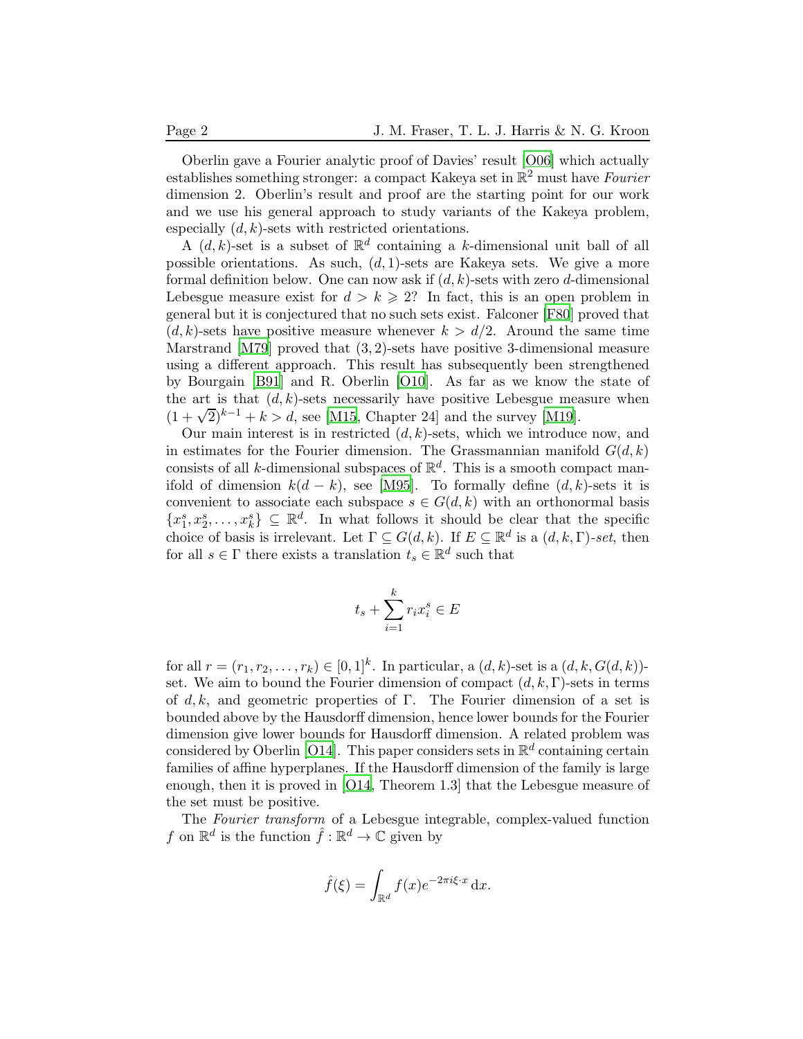Oberlin gave a Fourier analytic proof of Davies' result [O06] which actually establishes something stronger: a compact Kakeya set in $\mathbb{R}^2$ must have *Fourier* dimension 2. Oberlin's result and proof are the starting point for our work and we use his general approach to study variants of the Kakeya problem, especially $(d, k)$-sets with restricted orientations.

A $(d, k)$-set is a subset of $\mathbb{R}^d$ containing a $k$-dimensional unit ball of all possible orientations. As such, $(d, 1)$-sets are Kakeya sets. We give a more formal definition below. One can now ask if $(d, k)$-sets with zero $d$-dimensional Lebesgue measure exist for $d > k \geqslant 2$? In fact, this is an open problem in general but it is conjectured that no such sets exist. Falconer [F80] proved that $(d, k)$-sets have positive measure whenever $k > d/2$. Around the same time Marstrand [M79] proved that $(3, 2)$-sets have positive 3-dimensional measure using a different approach. This result has subsequently been strengthened by Bourgain [B91] and R. Oberlin [O10]. As far as we know the state of the art is that $(d, k)$-sets necessarily have positive Lebesgue measure when $(1 + \sqrt{2})^{k-1} + k > d$, see [M15, Chapter 24] and the survey [M19].

Our main interest is in restricted $(d, k)$-sets, which we introduce now, and in estimates for the Fourier dimension. The Grassmannian manifold $G(d, k)$ consists of all $k$-dimensional subspaces of $\mathbb{R}^d$. This is a smooth compact manifold of dimension $k(d - k)$, see [M95]. To formally define $(d, k)$-sets it is convenient to associate each subspace $s \in G(d, k)$ with an orthonormal basis $\{x_1^s, x_2^s, \ldots, x_k^s\} \subseteq \mathbb{R}^d$. In what follows it should be clear that the specific choice of basis is irrelevant. Let $\Gamma \subseteq G(d, k)$. If $E \subseteq \mathbb{R}^d$ is a $(d, k, \Gamma)$-*set*, then for all $s \in \Gamma$ there exists a translation $t_s \in \mathbb{R}^d$ such that

$$t_s + \sum_{i=1}^{k} r_i x_i^s \in E$$

for all $r = (r_1, r_2, \ldots, r_k) \in [0, 1]^k$. In particular, a $(d, k)$-set is a $(d, k, G(d, k))$-set. We aim to bound the Fourier dimension of compact $(d, k, \Gamma)$-sets in terms of $d, k$, and geometric properties of $\Gamma$. The Fourier dimension of a set is bounded above by the Hausdorff dimension, hence lower bounds for the Fourier dimension give lower bounds for Hausdorff dimension. A related problem was considered by Oberlin [O14]. This paper considers sets in $\mathbb{R}^d$ containing certain families of affine hyperplanes. If the Hausdorff dimension of the family is large enough, then it is proved in [O14, Theorem 1.3] that the Lebesgue measure of the set must be positive.

The *Fourier transform* of a Lebesgue integrable, complex-valued function $f$ on $\mathbb{R}^d$ is the function $\hat{f} : \mathbb{R}^d \to \mathbb{C}$ given by

$$\hat{f}(\xi) = \int_{\mathbb{R}^d} f(x) e^{-2\pi i \xi \cdot x} \, \mathrm{d}x.$$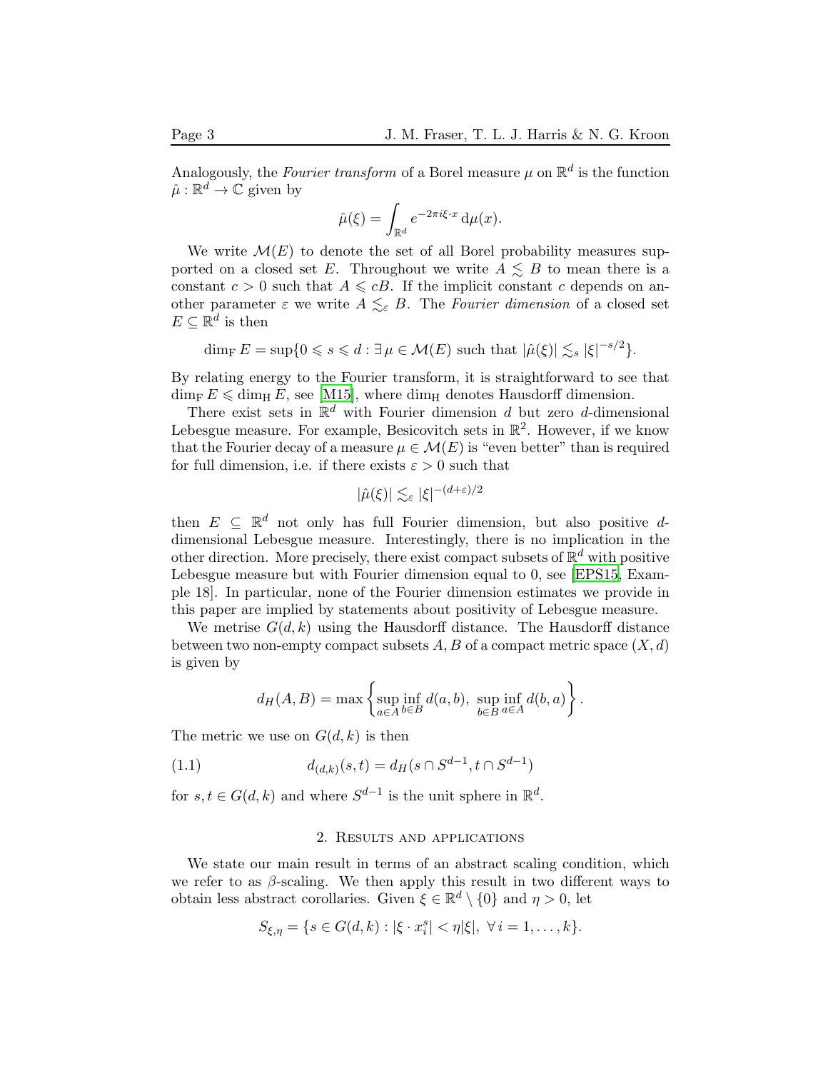Analogously, the *Fourier transform* of a Borel measure $\mu$ on $\mathbb{R}^d$ is the function $\hat{\mu} : \mathbb{R}^d \to \mathbb{C}$ given by

$$\hat{\mu}(\xi) = \int_{\mathbb{R}^d} e^{-2\pi i \xi \cdot x} \, \mathrm{d}\mu(x).$$

We write $\mathcal{M}(E)$ to denote the set of all Borel probability measures supported on a closed set $E$. Throughout we write $A \lesssim B$ to mean there is a constant $c > 0$ such that $A \leqslant cB$. If the implicit constant $c$ depends on another parameter $\varepsilon$ we write $A \lesssim_\varepsilon B$. The *Fourier dimension* of a closed set $E \subseteq \mathbb{R}^d$ is then

$$\dim_{\mathrm{F}} E = \sup\{0 \leqslant s \leqslant d : \exists\, \mu \in \mathcal{M}(E) \text{ such that } |\hat{\mu}(\xi)| \lesssim_s |\xi|^{-s/2}\}.$$

By relating energy to the Fourier transform, it is straightforward to see that $\dim_{\mathrm{F}} E \leqslant \dim_{\mathrm{H}} E$, see [M15], where $\dim_{\mathrm{H}}$ denotes Hausdorff dimension.

There exist sets in $\mathbb{R}^d$ with Fourier dimension $d$ but zero $d$-dimensional Lebesgue measure. For example, Besicovitch sets in $\mathbb{R}^2$. However, if we know that the Fourier decay of a measure $\mu \in \mathcal{M}(E)$ is "even better" than is required for full dimension, i.e. if there exists $\varepsilon > 0$ such that

$$|\hat{\mu}(\xi)| \lesssim_\varepsilon |\xi|^{-(d+\varepsilon)/2}$$

then $E \subseteq \mathbb{R}^d$ not only has full Fourier dimension, but also positive $d$-dimensional Lebesgue measure. Interestingly, there is no implication in the other direction. More precisely, there exist compact subsets of $\mathbb{R}^d$ with positive Lebesgue measure but with Fourier dimension equal to 0, see [EPS15, Example 18]. In particular, none of the Fourier dimension estimates we provide in this paper are implied by statements about positivity of Lebesgue measure.

We metrise $G(d, k)$ using the Hausdorff distance. The Hausdorff distance between two non-empty compact subsets $A, B$ of a compact metric space $(X, d)$ is given by

$$d_H(A, B) = \max\left\{ \sup_{a \in A} \inf_{b \in B} d(a, b),\ \sup_{b \in B} \inf_{a \in A} d(b, a) \right\}.$$

The metric we use on $G(d, k)$ is then

$$d_{(d,k)}(s, t) = d_H(s \cap S^{d-1}, t \cap S^{d-1}) \tag{1.1}$$

for $s, t \in G(d, k)$ and where $S^{d-1}$ is the unit sphere in $\mathbb{R}^d$.

## 2. Results and applications

We state our main result in terms of an abstract scaling condition, which we refer to as $\beta$-scaling. We then apply this result in two different ways to obtain less abstract corollaries. Given $\xi \in \mathbb{R}^d \setminus \{0\}$ and $\eta > 0$, let

$$S_{\xi,\eta} = \{s \in G(d, k) : |\xi \cdot x_i^s| < \eta |\xi|,\ \forall\, i = 1, \ldots, k\}.$$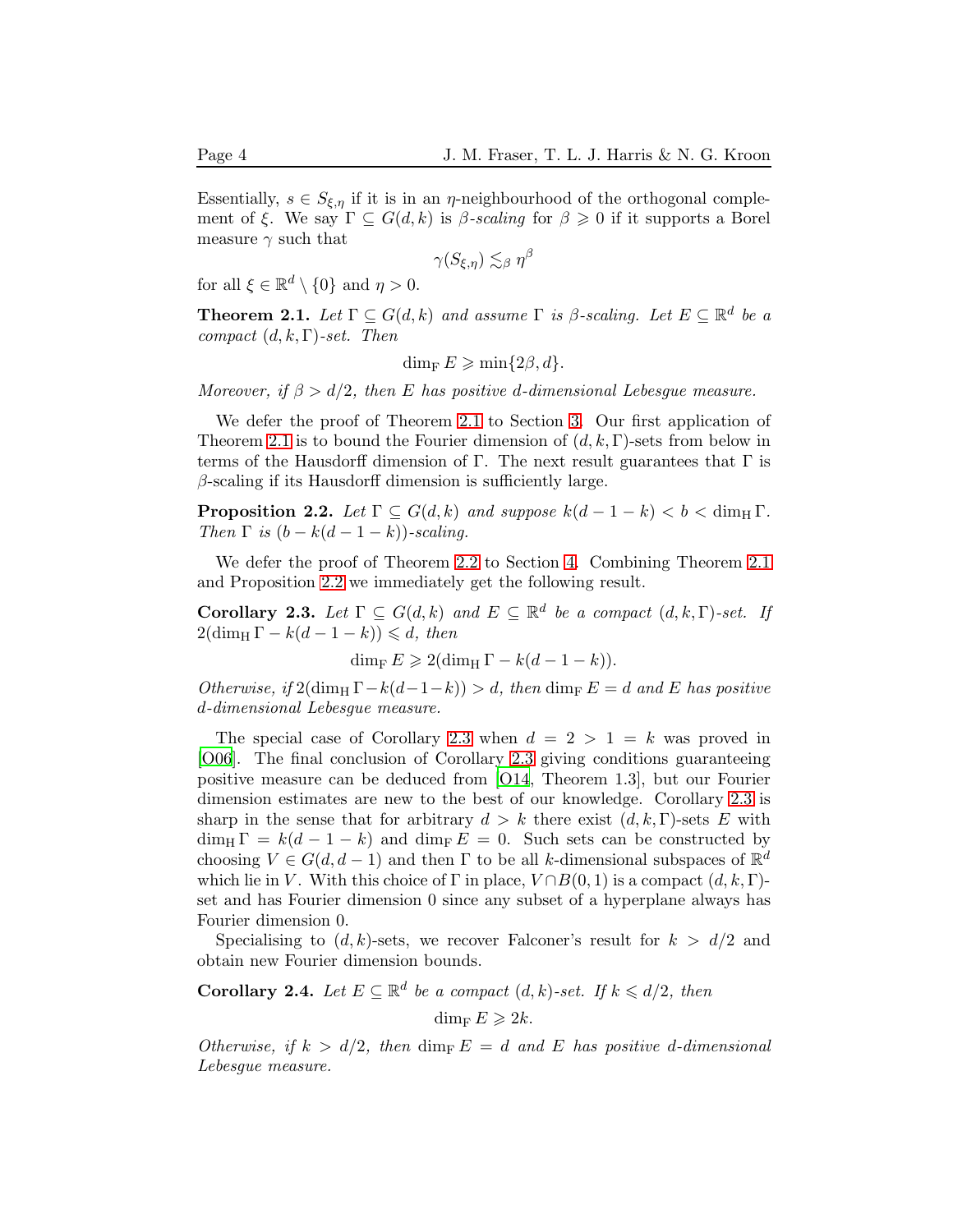Essentially, $s \in S_{\xi,\eta}$ if it is in an $\eta$-neighbourhood of the orthogonal complement of $\xi$. We say $\Gamma \subseteq G(d,k)$ is *$\beta$-scaling* for $\beta \geqslant 0$ if it supports a Borel measure $\gamma$ such that

$$\gamma(S_{\xi,\eta}) \lesssim_\beta \eta^\beta$$

for all $\xi \in \mathbb{R}^d \setminus \{0\}$ and $\eta > 0$.

**Theorem 2.1.** *Let $\Gamma \subseteq G(d,k)$ and assume $\Gamma$ is $\beta$-scaling. Let $E \subseteq \mathbb{R}^d$ be a compact $(d,k,\Gamma)$-set. Then*

$$\dim_{\mathrm{F}} E \geqslant \min\{2\beta, d\}.$$

*Moreover, if $\beta > d/2$, then $E$ has positive $d$-dimensional Lebesgue measure.*

We defer the proof of Theorem 2.1 to Section 3. Our first application of Theorem 2.1 is to bound the Fourier dimension of $(d,k,\Gamma)$-sets from below in terms of the Hausdorff dimension of $\Gamma$. The next result guarantees that $\Gamma$ is $\beta$-scaling if its Hausdorff dimension is sufficiently large.

**Proposition 2.2.** *Let $\Gamma \subseteq G(d,k)$ and suppose $k(d-1-k) < b < \dim_{\mathrm{H}} \Gamma$. Then $\Gamma$ is $(b - k(d-1-k))$-scaling.*

We defer the proof of Theorem 2.2 to Section 4. Combining Theorem 2.1 and Proposition 2.2 we immediately get the following result.

**Corollary 2.3.** *Let $\Gamma \subseteq G(d,k)$ and $E \subseteq \mathbb{R}^d$ be a compact $(d,k,\Gamma)$-set. If $2(\dim_{\mathrm{H}} \Gamma - k(d-1-k)) \leqslant d$, then*

$$\dim_{\mathrm{F}} E \geqslant 2(\dim_{\mathrm{H}} \Gamma - k(d-1-k)).$$

*Otherwise, if $2(\dim_{\mathrm{H}} \Gamma - k(d-1-k)) > d$, then $\dim_{\mathrm{F}} E = d$ and $E$ has positive $d$-dimensional Lebesgue measure.*

The special case of Corollary 2.3 when $d = 2 > 1 = k$ was proved in [O06]. The final conclusion of Corollary 2.3 giving conditions guaranteeing positive measure can be deduced from [O14, Theorem 1.3], but our Fourier dimension estimates are new to the best of our knowledge. Corollary 2.3 is sharp in the sense that for arbitrary $d > k$ there exist $(d,k,\Gamma)$-sets $E$ with $\dim_{\mathrm{H}} \Gamma = k(d-1-k)$ and $\dim_{\mathrm{F}} E = 0$. Such sets can be constructed by choosing $V \in G(d,d-1)$ and then $\Gamma$ to be all $k$-dimensional subspaces of $\mathbb{R}^d$ which lie in $V$. With this choice of $\Gamma$ in place, $V \cap B(0,1)$ is a compact $(d,k,\Gamma)$-set and has Fourier dimension 0 since any subset of a hyperplane always has Fourier dimension 0.

Specialising to $(d,k)$-sets, we recover Falconer's result for $k > d/2$ and obtain new Fourier dimension bounds.

**Corollary 2.4.** *Let $E \subseteq \mathbb{R}^d$ be a compact $(d,k)$-set. If $k \leqslant d/2$, then*

$$\dim_{\mathrm{F}} E \geqslant 2k.$$

*Otherwise, if $k > d/2$, then $\dim_{\mathrm{F}} E = d$ and $E$ has positive $d$-dimensional Lebesgue measure.*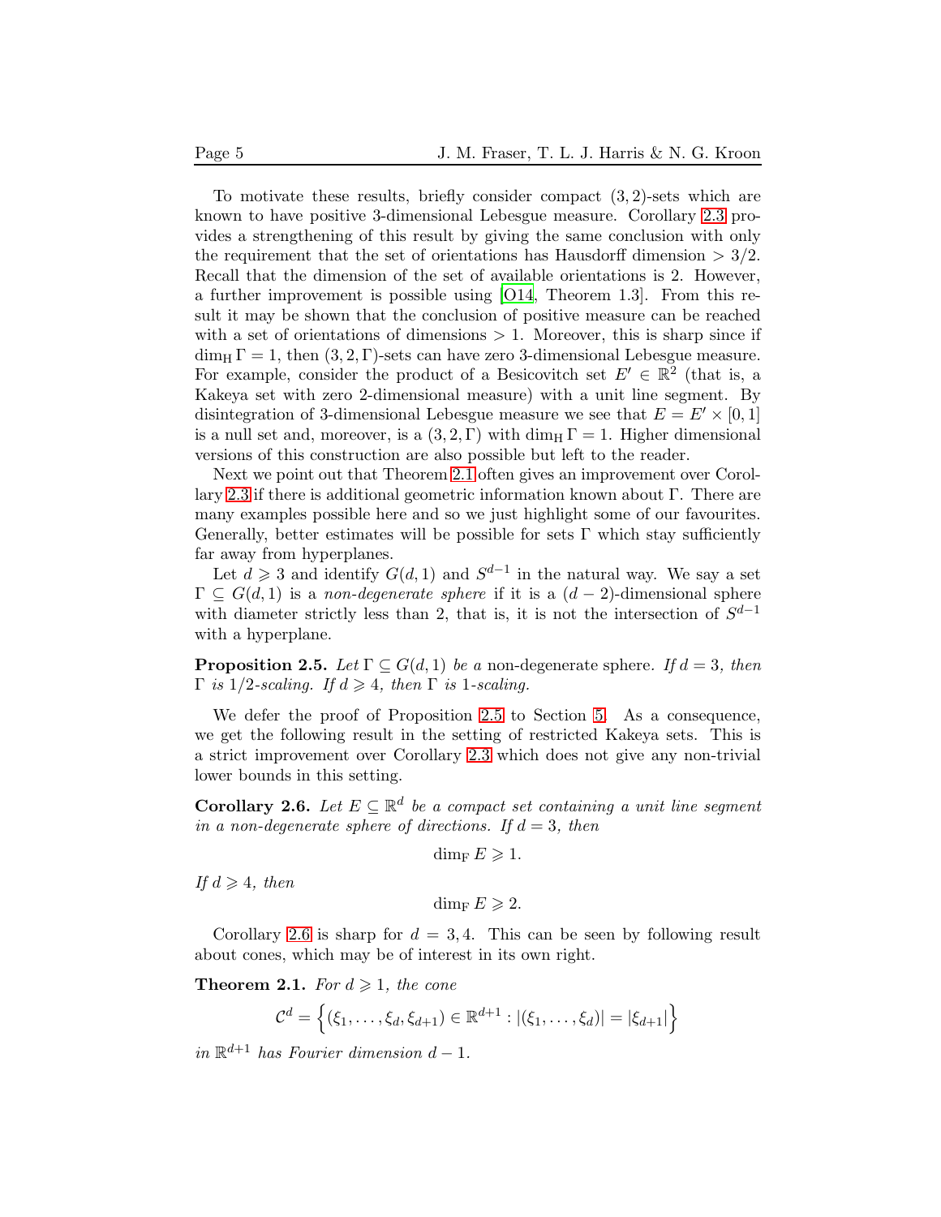To motivate these results, briefly consider compact $(3,2)$-sets which are known to have positive 3-dimensional Lebesgue measure. Corollary 2.3 provides a strengthening of this result by giving the same conclusion with only the requirement that the set of orientations has Hausdorff dimension $> 3/2$. Recall that the dimension of the set of available orientations is 2. However, a further improvement is possible using [O14, Theorem 1.3]. From this result it may be shown that the conclusion of positive measure can be reached with a set of orientations of dimensions $> 1$. Moreover, this is sharp since if $\dim_{\mathrm{H}} \Gamma = 1$, then $(3,2,\Gamma)$-sets can have zero 3-dimensional Lebesgue measure. For example, consider the product of a Besicovitch set $E' \in \mathbb{R}^2$ (that is, a Kakeya set with zero 2-dimensional measure) with a unit line segment. By disintegration of 3-dimensional Lebesgue measure we see that $E = E' \times [0,1]$ is a null set and, moreover, is a $(3,2,\Gamma)$ with $\dim_{\mathrm{H}} \Gamma = 1$. Higher dimensional versions of this construction are also possible but left to the reader.

Next we point out that Theorem 2.1 often gives an improvement over Corollary 2.3 if there is additional geometric information known about $\Gamma$. There are many examples possible here and so we just highlight some of our favourites. Generally, better estimates will be possible for sets $\Gamma$ which stay sufficiently far away from hyperplanes.

Let $d \geqslant 3$ and identify $G(d,1)$ and $S^{d-1}$ in the natural way. We say a set $\Gamma \subseteq G(d,1)$ is a *non-degenerate sphere* if it is a $(d-2)$-dimensional sphere with diameter strictly less than 2, that is, it is not the intersection of $S^{d-1}$ with a hyperplane.

**Proposition 2.5.** *Let $\Gamma \subseteq G(d,1)$ be a* non-degenerate sphere*. If $d = 3$, then $\Gamma$ is $1/2$-scaling. If $d \geqslant 4$, then $\Gamma$ is 1-scaling.*

We defer the proof of Proposition 2.5 to Section 5. As a consequence, we get the following result in the setting of restricted Kakeya sets. This is a strict improvement over Corollary 2.3 which does not give any non-trivial lower bounds in this setting.

**Corollary 2.6.** *Let $E \subseteq \mathbb{R}^d$ be a compact set containing a unit line segment in a non-degenerate sphere of directions. If $d = 3$, then*

$$\dim_{\mathrm{F}} E \geqslant 1.$$

*If $d \geqslant 4$, then*

$$\dim_{\mathrm{F}} E \geqslant 2.$$

Corollary 2.6 is sharp for $d = 3, 4$. This can be seen by following result about cones, which may be of interest in its own right.

**Theorem 2.1.** *For $d \geqslant 1$, the cone*

$$\mathcal{C}^d = \left\{ (\xi_1, \ldots, \xi_d, \xi_{d+1}) \in \mathbb{R}^{d+1} : |(\xi_1, \ldots, \xi_d)| = |\xi_{d+1}| \right\}$$

*in $\mathbb{R}^{d+1}$ has Fourier dimension $d-1$.*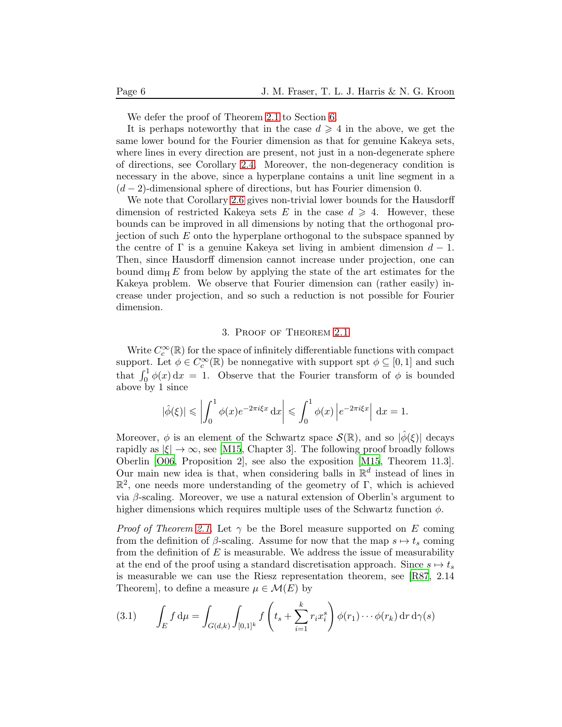We defer the proof of Theorem 2.1 to Section 6.

It is perhaps noteworthy that in the case $d \geqslant 4$ in the above, we get the same lower bound for the Fourier dimension as that for genuine Kakeya sets, where lines in every direction are present, not just in a non-degenerate sphere of directions, see Corollary 2.4. Moreover, the non-degeneracy condition is necessary in the above, since a hyperplane contains a unit line segment in a $(d-2)$-dimensional sphere of directions, but has Fourier dimension 0.

We note that Corollary 2.6 gives non-trivial lower bounds for the Hausdorff dimension of restricted Kakeya sets $E$ in the case $d \geqslant 4$. However, these bounds can be improved in all dimensions by noting that the orthogonal projection of such $E$ onto the hyperplane orthogonal to the subspace spanned by the centre of $\Gamma$ is a genuine Kakeya set living in ambient dimension $d-1$. Then, since Hausdorff dimension cannot increase under projection, one can bound $\dim_{\mathrm{H}} E$ from below by applying the state of the art estimates for the Kakeya problem. We observe that Fourier dimension can (rather easily) increase under projection, and so such a reduction is not possible for Fourier dimension.

## 3. Proof of Theorem 2.1

Write $C_c^\infty(\mathbb{R})$ for the space of infinitely differentiable functions with compact support. Let $\phi \in C_c^\infty(\mathbb{R})$ be nonnegative with support $\operatorname{spt} \phi \subseteq [0,1]$ and such that $\int_0^1 \phi(x)\,\mathrm{d}x = 1$. Observe that the Fourier transform of $\phi$ is bounded above by 1 since

$$|\hat{\phi}(\xi)| \leqslant \left| \int_0^1 \phi(x) e^{-2\pi i \xi x}\,\mathrm{d}x \right| \leqslant \int_0^1 \phi(x) \left| e^{-2\pi i \xi x} \right|\,\mathrm{d}x = 1.$$

Moreover, $\phi$ is an element of the Schwartz space $\mathcal{S}(\mathbb{R})$, and so $|\hat{\phi}(\xi)|$ decays rapidly as $|\xi| \to \infty$, see [M15, Chapter 3]. The following proof broadly follows Oberlin [O06, Proposition 2], see also the exposition [M15, Theorem 11.3]. Our main new idea is that, when considering balls in $\mathbb{R}^d$ instead of lines in $\mathbb{R}^2$, one needs more understanding of the geometry of $\Gamma$, which is achieved via $\beta$-scaling. Moreover, we use a natural extension of Oberlin's argument to higher dimensions which requires multiple uses of the Schwartz function $\phi$.

*Proof of Theorem 2.1.* Let $\gamma$ be the Borel measure supported on $E$ coming from the definition of $\beta$-scaling. Assume for now that the map $s \mapsto t_s$ coming from the definition of $E$ is measurable. We address the issue of measurability at the end of the proof using a standard discretisation approach. Since $s \mapsto t_s$ is measurable we can use the Riesz representation theorem, see [R87, 2.14 Theorem], to define a measure $\mu \in \mathcal{M}(E)$ by

$$\int_E f\,\mathrm{d}\mu = \int_{G(d,k)} \int_{[0,1]^k} f\left( t_s + \sum_{i=1}^k r_i x_i^s \right) \phi(r_1)\cdots\phi(r_k)\,\mathrm{d}r\,\mathrm{d}\gamma(s) \tag{3.1}$$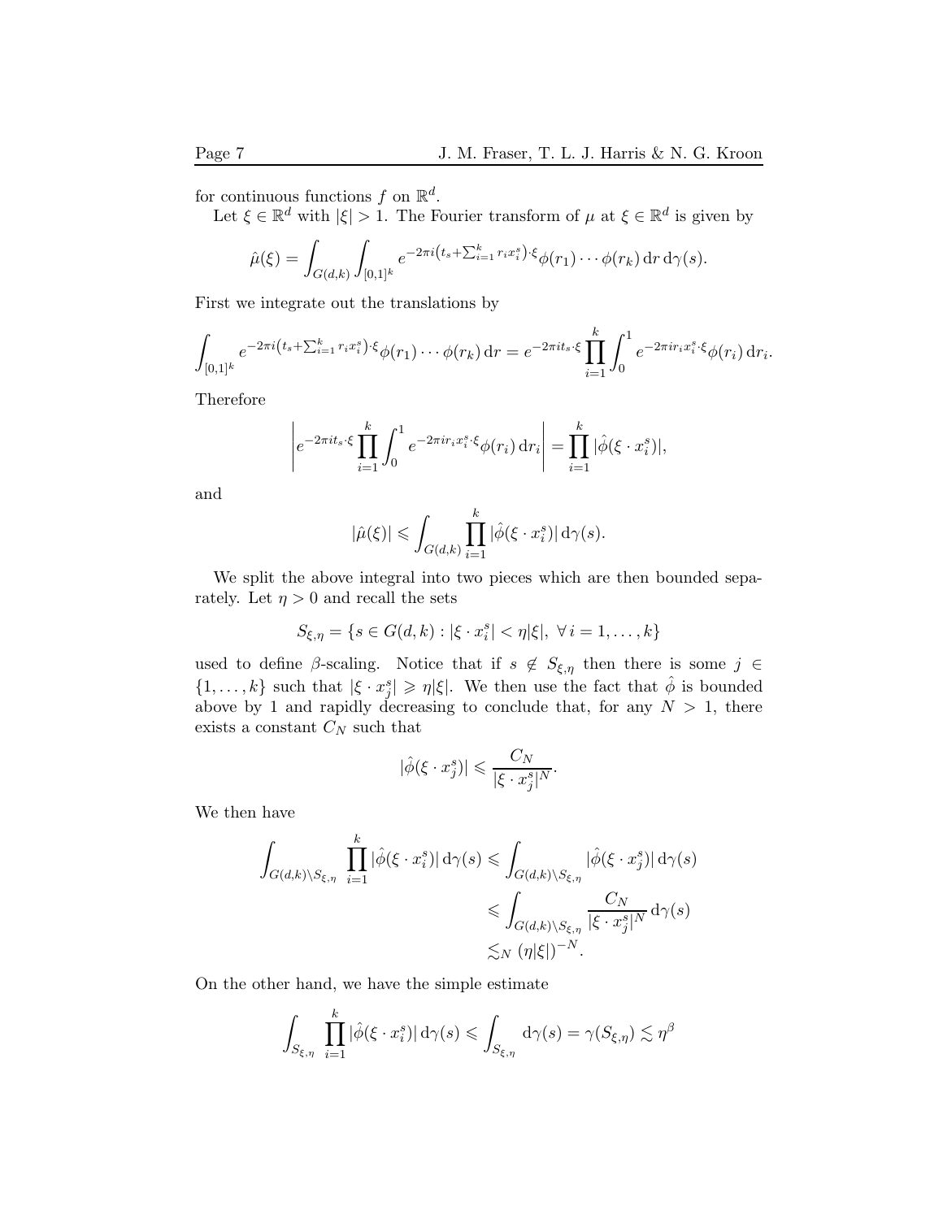for continuous functions $f$ on $\mathbb{R}^d$.

Let $\xi \in \mathbb{R}^d$ with $|\xi| > 1$. The Fourier transform of $\mu$ at $\xi \in \mathbb{R}^d$ is given by

$$\hat{\mu}(\xi) = \int_{G(d,k)} \int_{[0,1]^k} e^{-2\pi i \left(t_s + \sum_{i=1}^k r_i x_i^s\right) \cdot \xi} \phi(r_1) \cdots \phi(r_k) \, \mathrm{d}r \, \mathrm{d}\gamma(s).$$

First we integrate out the translations by

$$\int_{[0,1]^k} e^{-2\pi i \left(t_s + \sum_{i=1}^k r_i x_i^s\right) \cdot \xi} \phi(r_1) \cdots \phi(r_k) \, \mathrm{d}r = e^{-2\pi i t_s \cdot \xi} \prod_{i=1}^k \int_0^1 e^{-2\pi i r_i x_i^s \cdot \xi} \phi(r_i) \, \mathrm{d}r_i.$$

Therefore

$$\left| e^{-2\pi i t_s \cdot \xi} \prod_{i=1}^k \int_0^1 e^{-2\pi i r_i x_i^s \cdot \xi} \phi(r_i) \, \mathrm{d}r_i \right| = \prod_{i=1}^k |\hat{\phi}(\xi \cdot x_i^s)|,$$

and

$$|\hat{\mu}(\xi)| \leqslant \int_{G(d,k)} \prod_{i=1}^k |\hat{\phi}(\xi \cdot x_i^s)| \, \mathrm{d}\gamma(s).$$

We split the above integral into two pieces which are then bounded separately. Let $\eta > 0$ and recall the sets

$$S_{\xi,\eta} = \{ s \in G(d,k) : |\xi \cdot x_i^s| < \eta |\xi|, \ \forall \, i = 1, \dots, k \}$$

used to define $\beta$-scaling. Notice that if $s \notin S_{\xi,\eta}$ then there is some $j \in \{1, \dots, k\}$ such that $|\xi \cdot x_j^s| \geqslant \eta |\xi|$. We then use the fact that $\hat{\phi}$ is bounded above by 1 and rapidly decreasing to conclude that, for any $N > 1$, there exists a constant $C_N$ such that

$$|\hat{\phi}(\xi \cdot x_j^s)| \leqslant \frac{C_N}{|\xi \cdot x_j^s|^N}.$$

We then have

$$\begin{aligned}
\int_{G(d,k) \setminus S_{\xi,\eta}} \prod_{i=1}^k |\hat{\phi}(\xi \cdot x_i^s)| \, \mathrm{d}\gamma(s) &\leqslant \int_{G(d,k) \setminus S_{\xi,\eta}} |\hat{\phi}(\xi \cdot x_j^s)| \, \mathrm{d}\gamma(s) \\
&\leqslant \int_{G(d,k) \setminus S_{\xi,\eta}} \frac{C_N}{|\xi \cdot x_j^s|^N} \, \mathrm{d}\gamma(s) \\
&\lesssim_N (\eta |\xi|)^{-N}.
\end{aligned}$$

On the other hand, we have the simple estimate

$$\int_{S_{\xi,\eta}} \prod_{i=1}^k |\hat{\phi}(\xi \cdot x_i^s)| \, \mathrm{d}\gamma(s) \leqslant \int_{S_{\xi,\eta}} \mathrm{d}\gamma(s) = \gamma(S_{\xi,\eta}) \lesssim \eta^\beta$$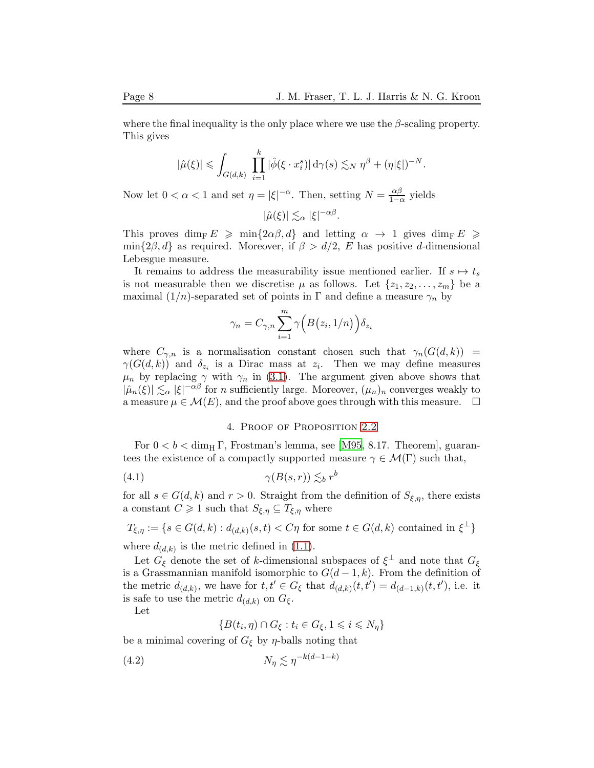where the final inequality is the only place where we use the $\beta$-scaling property. This gives

$$|\hat{\mu}(\xi)| \leqslant \int_{G(d,k)} \prod_{i=1}^{k} |\hat{\phi}(\xi \cdot x_i^s)| \, \mathrm{d}\gamma(s) \lesssim_N \eta^\beta + (\eta|\xi|)^{-N}.$$

Now let $0 < \alpha < 1$ and set $\eta = |\xi|^{-\alpha}$. Then, setting $N = \frac{\alpha\beta}{1-\alpha}$ yields

$$|\hat{\mu}(\xi)| \lesssim_\alpha |\xi|^{-\alpha\beta}.$$

This proves $\dim_{\mathrm{F}} E \geqslant \min\{2\alpha\beta, d\}$ and letting $\alpha \to 1$ gives $\dim_{\mathrm{F}} E \geqslant \min\{2\beta, d\}$ as required. Moreover, if $\beta > d/2$, $E$ has positive $d$-dimensional Lebesgue measure.

It remains to address the measurability issue mentioned earlier. If $s \mapsto t_s$ is not measurable then we discretise $\mu$ as follows. Let $\{z_1, z_2, \ldots, z_m\}$ be a maximal $(1/n)$-separated set of points in $\Gamma$ and define a measure $\gamma_n$ by

$$\gamma_n = C_{\gamma,n} \sum_{i=1}^{m} \gamma\Big(B(z_i, 1/n)\Big)\delta_{z_i}$$

where $C_{\gamma,n}$ is a normalisation constant chosen such that $\gamma_n(G(d,k)) = \gamma(G(d,k))$ and $\delta_{z_i}$ is a Dirac mass at $z_i$. Then we may define measures $\mu_n$ by replacing $\gamma$ with $\gamma_n$ in (3.1). The argument given above shows that $|\hat{\mu}_n(\xi)| \lesssim_\alpha |\xi|^{-\alpha\beta}$ for $n$ sufficiently large. Moreover, $(\mu_n)_n$ converges weakly to a measure $\mu \in \mathcal{M}(E)$, and the proof above goes through with this measure. $\square$

## 4. Proof of Proposition 2.2

For $0 < b < \dim_{\mathrm{H}} \Gamma$, Frostman's lemma, see [M95, 8.17. Theorem], guarantees the existence of a compactly supported measure $\gamma \in \mathcal{M}(\Gamma)$ such that,

$$\gamma(B(s,r)) \lesssim_b r^b \tag{4.1}$$

for all $s \in G(d,k)$ and $r > 0$. Straight from the definition of $S_{\xi,\eta}$, there exists a constant $C \geqslant 1$ such that $S_{\xi,\eta} \subseteq T_{\xi,\eta}$ where

$$T_{\xi,\eta} := \{s \in G(d,k) : d_{(d,k)}(s,t) < C\eta \text{ for some } t \in G(d,k) \text{ contained in } \xi^\perp\}$$

where $d_{(d,k)}$ is the metric defined in (1.1).

Let $G_\xi$ denote the set of $k$-dimensional subspaces of $\xi^\perp$ and note that $G_\xi$ is a Grassmannian manifold isomorphic to $G(d-1,k)$. From the definition of the metric $d_{(d,k)}$, we have for $t, t' \in G_\xi$ that $d_{(d,k)}(t,t') = d_{(d-1,k)}(t,t')$, i.e. it is safe to use the metric $d_{(d,k)}$ on $G_\xi$.

Let

$$\{B(t_i, \eta) \cap G_\xi : t_i \in G_\xi, 1 \leqslant i \leqslant N_\eta\}$$

be a minimal covering of $G_\xi$ by $\eta$-balls noting that

$$N_\eta \lesssim \eta^{-k(d-1-k)} \tag{4.2}$$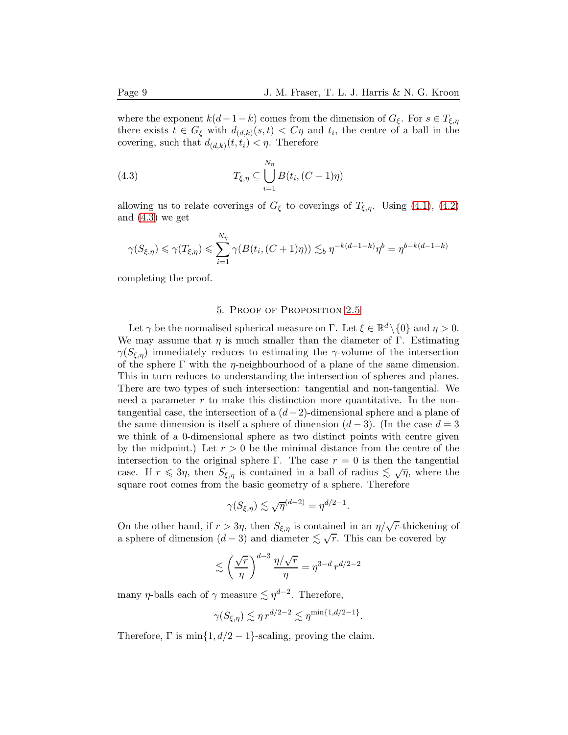where the exponent $k(d-1-k)$ comes from the dimension of $G_\xi$. For $s \in T_{\xi,\eta}$ there exists $t \in G_\xi$ with $d_{(d,k)}(s,t) < C\eta$ and $t_i$, the centre of a ball in the covering, such that $d_{(d,k)}(t,t_i) < \eta$. Therefore

$$T_{\xi,\eta} \subseteq \bigcup_{i=1}^{N_\eta} B(t_i, (C+1)\eta) \tag{4.3}$$

allowing us to relate coverings of $G_\xi$ to coverings of $T_{\xi,\eta}$. Using (4.1), (4.2) and (4.3) we get

$$\gamma(S_{\xi,\eta}) \leqslant \gamma(T_{\xi,\eta}) \leqslant \sum_{i=1}^{N_\eta} \gamma(B(t_i,(C+1)\eta)) \lesssim_b \eta^{-k(d-1-k)}\eta^b = \eta^{b-k(d-1-k)}$$

completing the proof.

## 5. Proof of Proposition 2.5

Let $\gamma$ be the normalised spherical measure on $\Gamma$. Let $\xi \in \mathbb{R}^d \setminus \{0\}$ and $\eta > 0$. We may assume that $\eta$ is much smaller than the diameter of $\Gamma$. Estimating $\gamma(S_{\xi,\eta})$ immediately reduces to estimating the $\gamma$-volume of the intersection of the sphere $\Gamma$ with the $\eta$-neighbourhood of a plane of the same dimension. This in turn reduces to understanding the intersection of spheres and planes. There are two types of such intersection: tangential and non-tangential. We need a parameter $r$ to make this distinction more quantitative. In the non-tangential case, the intersection of a $(d-2)$-dimensional sphere and a plane of the same dimension is itself a sphere of dimension $(d-3)$. (In the case $d=3$ we think of a 0-dimensional sphere as two distinct points with centre given by the midpoint.) Let $r > 0$ be the minimal distance from the centre of the intersection to the original sphere $\Gamma$. The case $r = 0$ is then the tangential case. If $r \leqslant 3\eta$, then $S_{\xi,\eta}$ is contained in a ball of radius $\lesssim \sqrt{\eta}$, where the square root comes from the basic geometry of a sphere. Therefore

$$\gamma(S_{\xi,\eta}) \lesssim \sqrt{\eta}^{(d-2)} = \eta^{d/2-1}.$$

On the other hand, if $r > 3\eta$, then $S_{\xi,\eta}$ is contained in an $\eta/\sqrt{r}$-thickening of a sphere of dimension $(d-3)$ and diameter $\lesssim \sqrt{r}$. This can be covered by

$$\lesssim \left(\frac{\sqrt{r}}{\eta}\right)^{d-3} \frac{\eta/\sqrt{r}}{\eta} = \eta^{3-d}\, r^{d/2-2}$$

many $\eta$-balls each of $\gamma$ measure $\lesssim \eta^{d-2}$. Therefore,

$$\gamma(S_{\xi,\eta}) \lesssim \eta\, r^{d/2-2} \lesssim \eta^{\min\{1,d/2-1\}}.$$

Therefore, $\Gamma$ is $\min\{1, d/2-1\}$-scaling, proving the claim.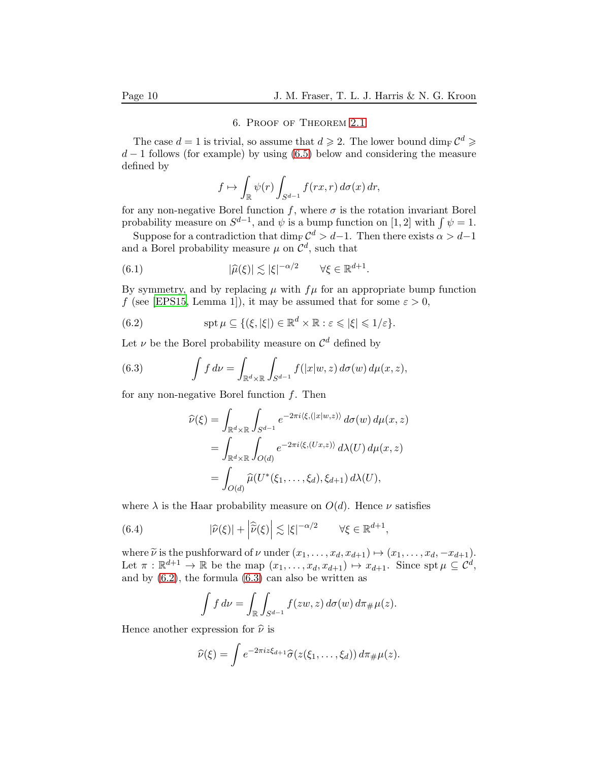## 6. Proof of Theorem 2.1

The case $d = 1$ is trivial, so assume that $d \geqslant 2$. The lower bound $\dim_{\mathrm{F}} \mathcal{C}^d \geqslant d-1$ follows (for example) by using (6.5) below and considering the measure defined by

$$f \mapsto \int_{\mathbb{R}} \psi(r) \int_{S^{d-1}} f(rx, r) \, d\sigma(x) \, dr,$$

for any non-negative Borel function $f$, where $\sigma$ is the rotation invariant Borel probability measure on $S^{d-1}$, and $\psi$ is a bump function on $[1,2]$ with $\int \psi = 1$.

Suppose for a contradiction that $\dim_{\mathrm{F}} \mathcal{C}^d > d-1$. Then there exists $\alpha > d-1$ and a Borel probability measure $\mu$ on $\mathcal{C}^d$, such that

$$|\widehat{\mu}(\xi)| \lesssim |\xi|^{-\alpha/2} \qquad \forall \xi \in \mathbb{R}^{d+1}. \tag{6.1}$$

By symmetry, and by replacing $\mu$ with $f\mu$ for an appropriate bump function $f$ (see [EPS15, Lemma 1]), it may be assumed that for some $\varepsilon > 0$,

$$\operatorname{spt} \mu \subseteq \{(\xi, |\xi|) \in \mathbb{R}^d \times \mathbb{R} : \varepsilon \leqslant |\xi| \leqslant 1/\varepsilon\}. \tag{6.2}$$

Let $\nu$ be the Borel probability measure on $\mathcal{C}^d$ defined by

$$\int f \, d\nu = \int_{\mathbb{R}^d \times \mathbb{R}} \int_{S^{d-1}} f(|x|w, z) \, d\sigma(w) \, d\mu(x,z), \tag{6.3}$$

for any non-negative Borel function $f$. Then

$$\begin{aligned} \widehat{\nu}(\xi) &= \int_{\mathbb{R}^d \times \mathbb{R}} \int_{S^{d-1}} e^{-2\pi i \langle \xi, (|x|w, z)\rangle} \, d\sigma(w) \, d\mu(x,z) \\ &= \int_{\mathbb{R}^d \times \mathbb{R}} \int_{O(d)} e^{-2\pi i \langle \xi, (Ux, z)\rangle} \, d\lambda(U) \, d\mu(x,z) \\ &= \int_{O(d)} \widehat{\mu}(U^*(\xi_1, \dots, \xi_d), \xi_{d+1}) \, d\lambda(U), \end{aligned}$$

where $\lambda$ is the Haar probability measure on $O(d)$. Hence $\nu$ satisfies

$$|\widehat{\nu}(\xi)| + \left|\widehat{\widetilde{\nu}}(\xi)\right| \lesssim |\xi|^{-\alpha/2} \qquad \forall \xi \in \mathbb{R}^{d+1}, \tag{6.4}$$

where $\widetilde{\nu}$ is the pushforward of $\nu$ under $(x_1, \dots, x_d, x_{d+1}) \mapsto (x_1, \dots, x_d, -x_{d+1})$. Let $\pi : \mathbb{R}^{d+1} \to \mathbb{R}$ be the map $(x_1, \dots, x_d, x_{d+1}) \mapsto x_{d+1}$. Since $\operatorname{spt} \mu \subseteq \mathcal{C}^d$, and by (6.2), the formula (6.3) can also be written as

$$\int f \, d\nu = \int_{\mathbb{R}} \int_{S^{d-1}} f(zw, z) \, d\sigma(w) \, d\pi_{\#}\mu(z).$$

Hence another expression for $\widehat{\nu}$ is

$$\widehat{\nu}(\xi) = \int e^{-2\pi i z \xi_{d+1}} \widehat{\sigma}(z(\xi_1, \dots, \xi_d)) \, d\pi_{\#}\mu(z).$$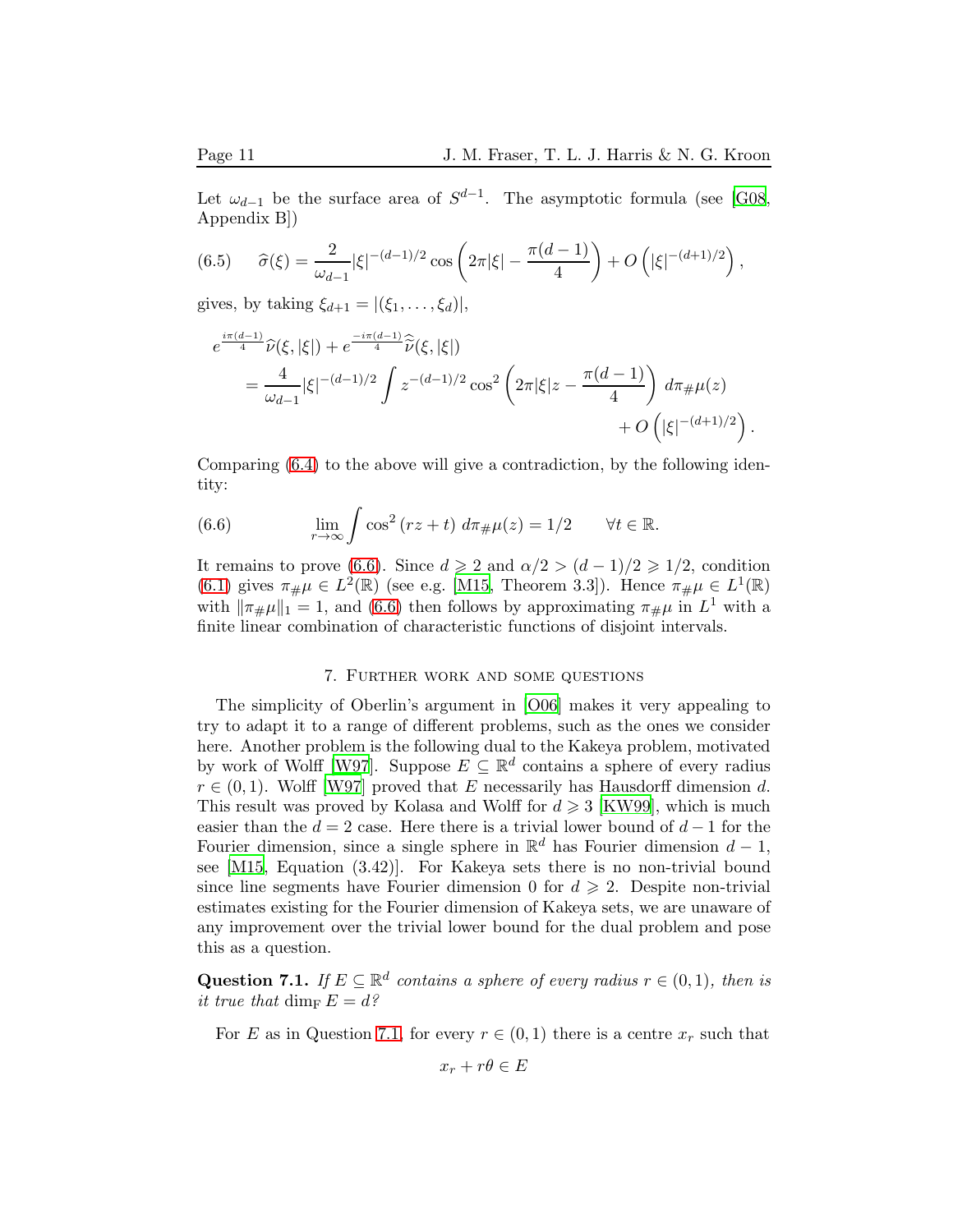Let $\omega_{d-1}$ be the surface area of $S^{d-1}$. The asymptotic formula (see [G08, Appendix B])

$$\widehat{\sigma}(\xi) = \frac{2}{\omega_{d-1}}|\xi|^{-(d-1)/2}\cos\left(2\pi|\xi| - \frac{\pi(d-1)}{4}\right) + O\left(|\xi|^{-(d+1)/2}\right), \tag{6.5}$$

gives, by taking $\xi_{d+1} = |(\xi_1, \dots, \xi_d)|$,

$$\begin{aligned} &e^{\frac{i\pi(d-1)}{4}}\widehat{\nu}(\xi, |\xi|) + e^{\frac{-i\pi(d-1)}{4}}\widehat{\widehat{\nu}}(\xi, |\xi|) \\ &\quad = \frac{4}{\omega_{d-1}}|\xi|^{-(d-1)/2}\int z^{-(d-1)/2}\cos^2\left(2\pi|\xi|z - \frac{\pi(d-1)}{4}\right)\, d\pi_{\#}\mu(z) \\ &\qquad\qquad\qquad\qquad\qquad\qquad\qquad\qquad + O\left(|\xi|^{-(d+1)/2}\right). \end{aligned}$$

Comparing (6.4) to the above will give a contradiction, by the following identity:

$$\lim_{r\to\infty}\int \cos^2(rz + t)\, d\pi_{\#}\mu(z) = 1/2 \qquad \forall t \in \mathbb{R}. \tag{6.6}$$

It remains to prove (6.6). Since $d \geqslant 2$ and $\alpha/2 > (d-1)/2 \geqslant 1/2$, condition (6.1) gives $\pi_{\#}\mu \in L^2(\mathbb{R})$ (see e.g. [M15, Theorem 3.3]). Hence $\pi_{\#}\mu \in L^1(\mathbb{R})$ with $\|\pi_{\#}\mu\|_1 = 1$, and (6.6) then follows by approximating $\pi_{\#}\mu$ in $L^1$ with a finite linear combination of characteristic functions of disjoint intervals.

## 7. Further work and some questions

The simplicity of Oberlin's argument in [O06] makes it very appealing to try to adapt it to a range of different problems, such as the ones we consider here. Another problem is the following dual to the Kakeya problem, motivated by work of Wolff [W97]. Suppose $E \subseteq \mathbb{R}^d$ contains a sphere of every radius $r \in (0, 1)$. Wolff [W97] proved that $E$ necessarily has Hausdorff dimension $d$. This result was proved by Kolasa and Wolff for $d \geqslant 3$ [KW99], which is much easier than the $d = 2$ case. Here there is a trivial lower bound of $d-1$ for the Fourier dimension, since a single sphere in $\mathbb{R}^d$ has Fourier dimension $d-1$, see [M15, Equation (3.42)]. For Kakeya sets there is no non-trivial bound since line segments have Fourier dimension 0 for $d \geqslant 2$. Despite non-trivial estimates existing for the Fourier dimension of Kakeya sets, we are unaware of any improvement over the trivial lower bound for the dual problem and pose this as a question.

**Question 7.1.** *If $E \subseteq \mathbb{R}^d$ contains a sphere of every radius $r \in (0, 1)$, then is it true that $\dim_{\mathrm{F}} E = d$?*

For $E$ as in Question 7.1, for every $r \in (0, 1)$ there is a centre $x_r$ such that

$$x_r + r\theta \in E$$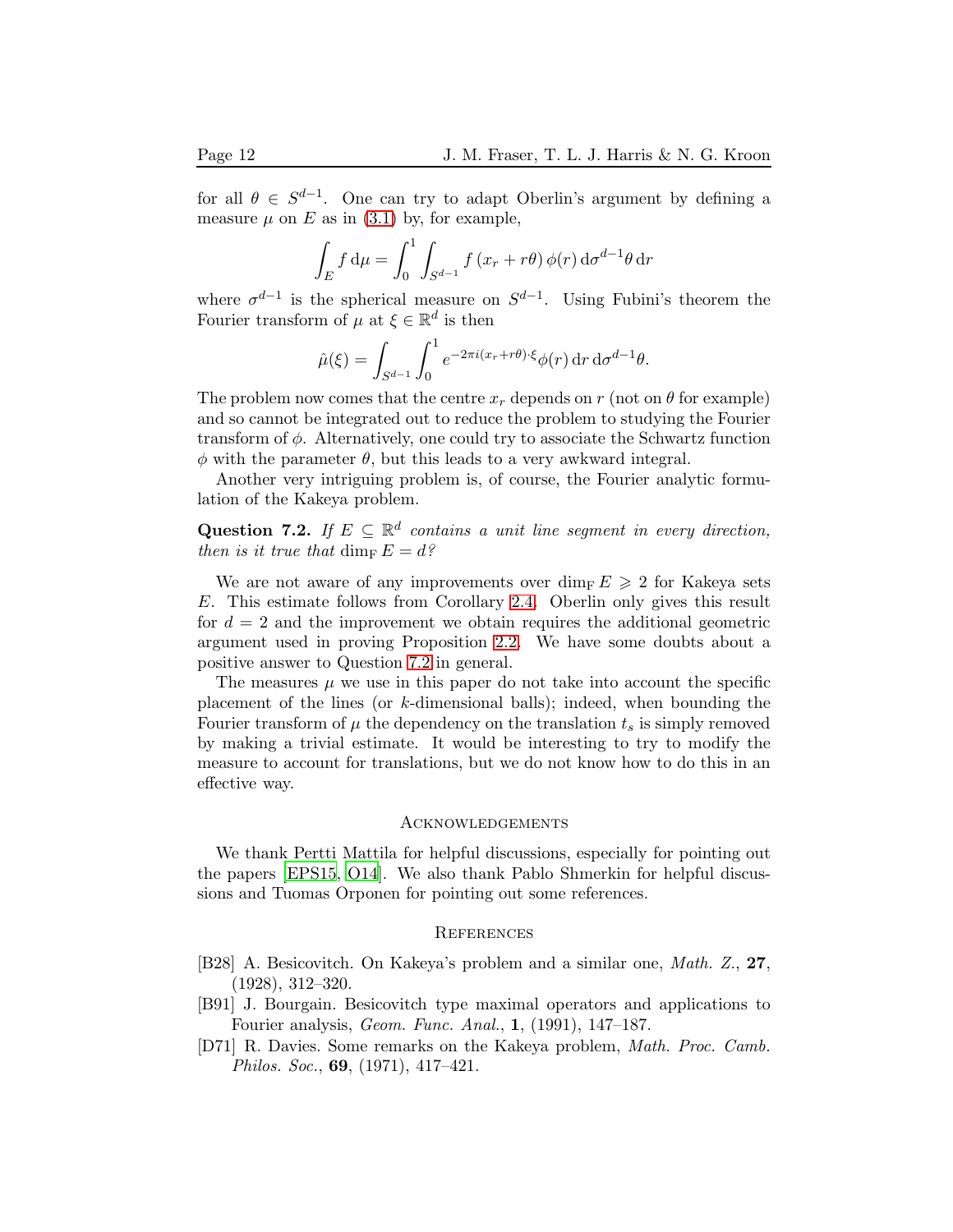for all $\theta \in S^{d-1}$. One can try to adapt Oberlin's argument by defining a measure $\mu$ on $E$ as in (3.1) by, for example,

$$\int_E f \, \mathrm{d}\mu = \int_0^1 \int_{S^{d-1}} f\left(x_r + r\theta\right) \phi(r) \, \mathrm{d}\sigma^{d-1}\theta \, \mathrm{d}r$$

where $\sigma^{d-1}$ is the spherical measure on $S^{d-1}$. Using Fubini's theorem the Fourier transform of $\mu$ at $\xi \in \mathbb{R}^d$ is then

$$\hat{\mu}(\xi) = \int_{S^{d-1}} \int_0^1 e^{-2\pi i (x_r + r\theta)\cdot\xi} \phi(r) \, \mathrm{d}r \, \mathrm{d}\sigma^{d-1}\theta.$$

The problem now comes that the centre $x_r$ depends on $r$ (not on $\theta$ for example) and so cannot be integrated out to reduce the problem to studying the Fourier transform of $\phi$. Alternatively, one could try to associate the Schwartz function $\phi$ with the parameter $\theta$, but this leads to a very awkward integral.

Another very intriguing problem is, of course, the Fourier analytic formulation of the Kakeya problem.

**Question 7.2.** *If $E \subseteq \mathbb{R}^d$ contains a unit line segment in every direction, then is it true that $\dim_{\mathrm{F}} E = d$?*

We are not aware of any improvements over $\dim_{\mathrm{F}} E \geqslant 2$ for Kakeya sets $E$. This estimate follows from Corollary 2.4. Oberlin only gives this result for $d = 2$ and the improvement we obtain requires the additional geometric argument used in proving Proposition 2.2. We have some doubts about a positive answer to Question 7.2 in general.

The measures $\mu$ we use in this paper do not take into account the specific placement of the lines (or $k$-dimensional balls); indeed, when bounding the Fourier transform of $\mu$ the dependency on the translation $t_s$ is simply removed by making a trivial estimate. It would be interesting to try to modify the measure to account for translations, but we do not know how to do this in an effective way.

## Acknowledgements

We thank Pertti Mattila for helpful discussions, especially for pointing out the papers [EPS15, O14]. We also thank Pablo Shmerkin for helpful discussions and Tuomas Orponen for pointing out some references.

## References

[B28] A. Besicovitch. On Kakeya's problem and a similar one, *Math. Z.*, **27**, (1928), 312–320.

[B91] J. Bourgain. Besicovitch type maximal operators and applications to Fourier analysis, *Geom. Func. Anal.*, **1**, (1991), 147–187.

[D71] R. Davies. Some remarks on the Kakeya problem, *Math. Proc. Camb. Philos. Soc.*, **69**, (1971), 417–421.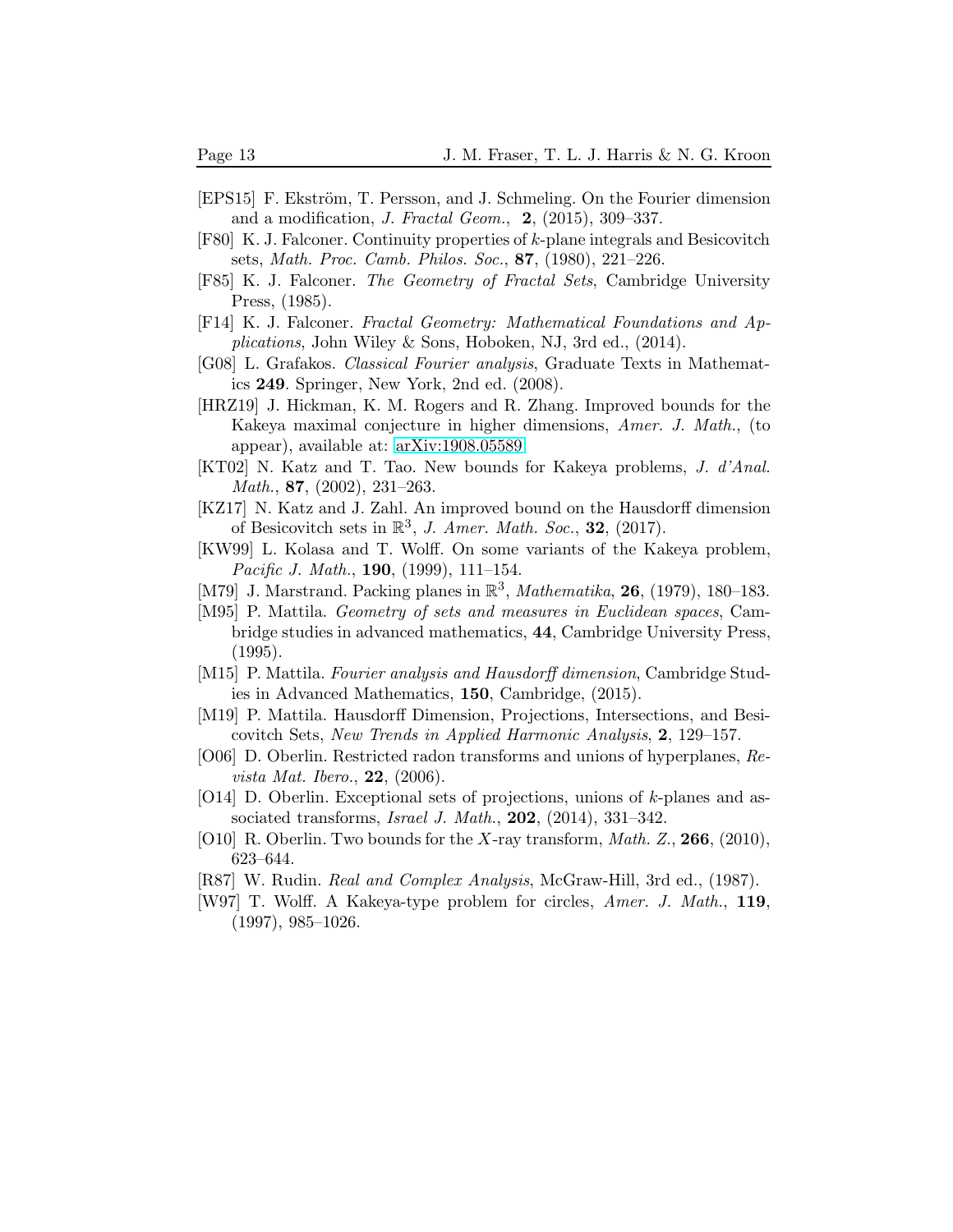[EPS15] F. Ekström, T. Persson, and J. Schmeling. On the Fourier dimension and a modification, *J. Fractal Geom.*, **2**, (2015), 309–337.

[F80] K. J. Falconer. Continuity properties of $k$-plane integrals and Besicovitch sets, *Math. Proc. Camb. Philos. Soc.*, **87**, (1980), 221–226.

[F85] K. J. Falconer. *The Geometry of Fractal Sets*, Cambridge University Press, (1985).

[F14] K. J. Falconer. *Fractal Geometry: Mathematical Foundations and Applications*, John Wiley & Sons, Hoboken, NJ, 3rd ed., (2014).

[G08] L. Grafakos. *Classical Fourier analysis*, Graduate Texts in Mathematics **249**. Springer, New York, 2nd ed. (2008).

[HRZ19] J. Hickman, K. M. Rogers and R. Zhang. Improved bounds for the Kakeya maximal conjecture in higher dimensions, *Amer. J. Math.*, (to appear), available at: arXiv:1908.05589

[KT02] N. Katz and T. Tao. New bounds for Kakeya problems, *J. d'Anal. Math.*, **87**, (2002), 231–263.

[KZ17] N. Katz and J. Zahl. An improved bound on the Hausdorff dimension of Besicovitch sets in $\mathbb{R}^3$, *J. Amer. Math. Soc.*, **32**, (2017).

[KW99] L. Kolasa and T. Wolff. On some variants of the Kakeya problem, *Pacific J. Math.*, **190**, (1999), 111–154.

[M79] J. Marstrand. Packing planes in $\mathbb{R}^3$, *Mathematika*, **26**, (1979), 180–183.

[M95] P. Mattila. *Geometry of sets and measures in Euclidean spaces*, Cambridge studies in advanced mathematics, **44**, Cambridge University Press, (1995).

[M15] P. Mattila. *Fourier analysis and Hausdorff dimension*, Cambridge Studies in Advanced Mathematics, **150**, Cambridge, (2015).

[M19] P. Mattila. Hausdorff Dimension, Projections, Intersections, and Besicovitch Sets, *New Trends in Applied Harmonic Analysis*, **2**, 129–157.

[O06] D. Oberlin. Restricted radon transforms and unions of hyperplanes, *Revista Mat. Ibero.*, **22**, (2006).

[O14] D. Oberlin. Exceptional sets of projections, unions of $k$-planes and associated transforms, *Israel J. Math.*, **202**, (2014), 331–342.

[O10] R. Oberlin. Two bounds for the $X$-ray transform, *Math. Z.*, **266**, (2010), 623–644.

[R87] W. Rudin. *Real and Complex Analysis*, McGraw-Hill, 3rd ed., (1987).

[W97] T. Wolff. A Kakeya-type problem for circles, *Amer. J. Math.*, **119**, (1997), 985–1026.